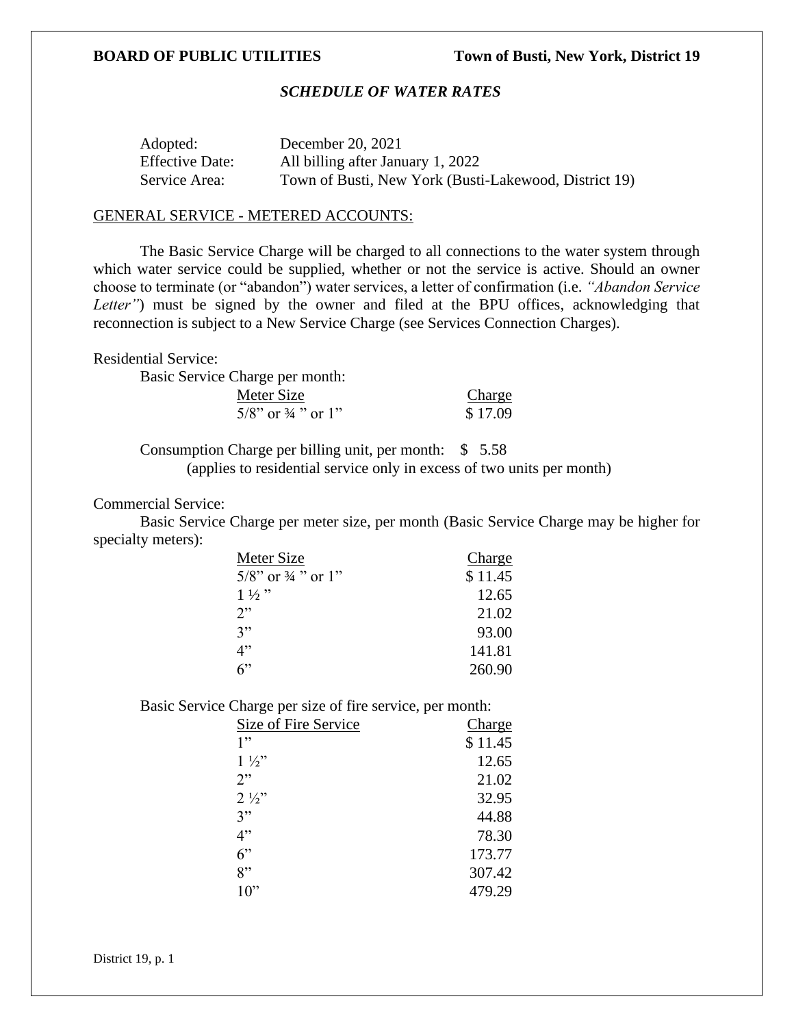**BOARD OF PUBLIC UTILITIES** **Town of Busti, New York, District 19**

## *SCHEDULE OF WATER RATES*

| | |
|---|---|
| Adopted: | December 20, 2021 |
| Effective Date: | All billing after January 1, 2022 |
| Service Area: | Town of Busti, New York (Busti-Lakewood, District 19) |

### GENERAL SERVICE - METERED ACCOUNTS:

The Basic Service Charge will be charged to all connections to the water system through which water service could be supplied, whether or not the service is active. Should an owner choose to terminate (or "abandon") water services, a letter of confirmation (i.e. *"Abandon Service Letter"*) must be signed by the owner and filed at the BPU offices, acknowledging that reconnection is subject to a New Service Charge (see Services Connection Charges).

Residential Service:

Basic Service Charge per month:

| Meter Size | Charge |
|---|---|
| 5/8" or ¾ " or 1" | $ 17.09 |

Consumption Charge per billing unit, per month: $ 5.58
(applies to residential service only in excess of two units per month)

Commercial Service:

Basic Service Charge per meter size, per month (Basic Service Charge may be higher for specialty meters):

| Meter Size | Charge |
|---|---|
| 5/8" or ¾ " or 1" | $ 11.45 |
| 1 ½ " | 12.65 |
| 2" | 21.02 |
| 3" | 93.00 |
| 4" | 141.81 |
| 6" | 260.90 |

Basic Service Charge per size of fire service, per month:

| Size of Fire Service | Charge |
|---|---|
| 1" | $ 11.45 |
| 1 ½" | 12.65 |
| 2" | 21.02 |
| 2 ½" | 32.95 |
| 3" | 44.88 |
| 4" | 78.30 |
| 6" | 173.77 |
| 8" | 307.42 |
| 10" | 479.29 |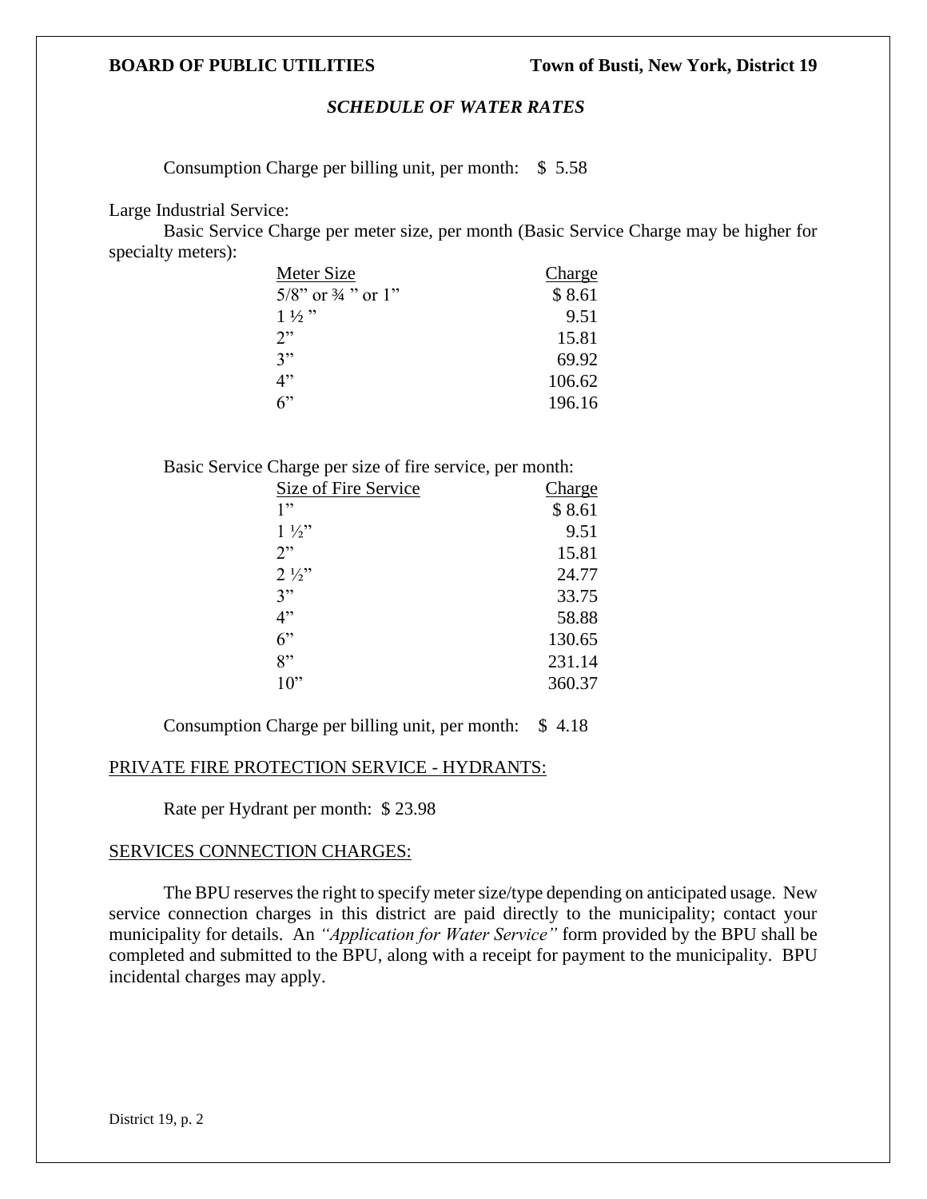**BOARD OF PUBLIC UTILITIES** **Town of Busti, New York, District 19**

*SCHEDULE OF WATER RATES*

Consumption Charge per billing unit, per month: $ 5.58

Large Industrial Service:

Basic Service Charge per meter size, per month (Basic Service Charge may be higher for specialty meters):

| Meter Size | Charge |
|---|---|
| 5/8" or ¾ " or 1" | $ 8.61 |
| 1 ½ " | 9.51 |
| 2" | 15.81 |
| 3" | 69.92 |
| 4" | 106.62 |
| 6" | 196.16 |

Basic Service Charge per size of fire service, per month:

| Size of Fire Service | Charge |
|---|---|
| 1" | $ 8.61 |
| 1 ½" | 9.51 |
| 2" | 15.81 |
| 2 ½" | 24.77 |
| 3" | 33.75 |
| 4" | 58.88 |
| 6" | 130.65 |
| 8" | 231.14 |
| 10" | 360.37 |

Consumption Charge per billing unit, per month: $ 4.18

PRIVATE FIRE PROTECTION SERVICE - HYDRANTS:

Rate per Hydrant per month: $ 23.98

SERVICES CONNECTION CHARGES:

The BPU reserves the right to specify meter size/type depending on anticipated usage. New service connection charges in this district are paid directly to the municipality; contact your municipality for details. An *"Application for Water Service"* form provided by the BPU shall be completed and submitted to the BPU, along with a receipt for payment to the municipality. BPU incidental charges may apply.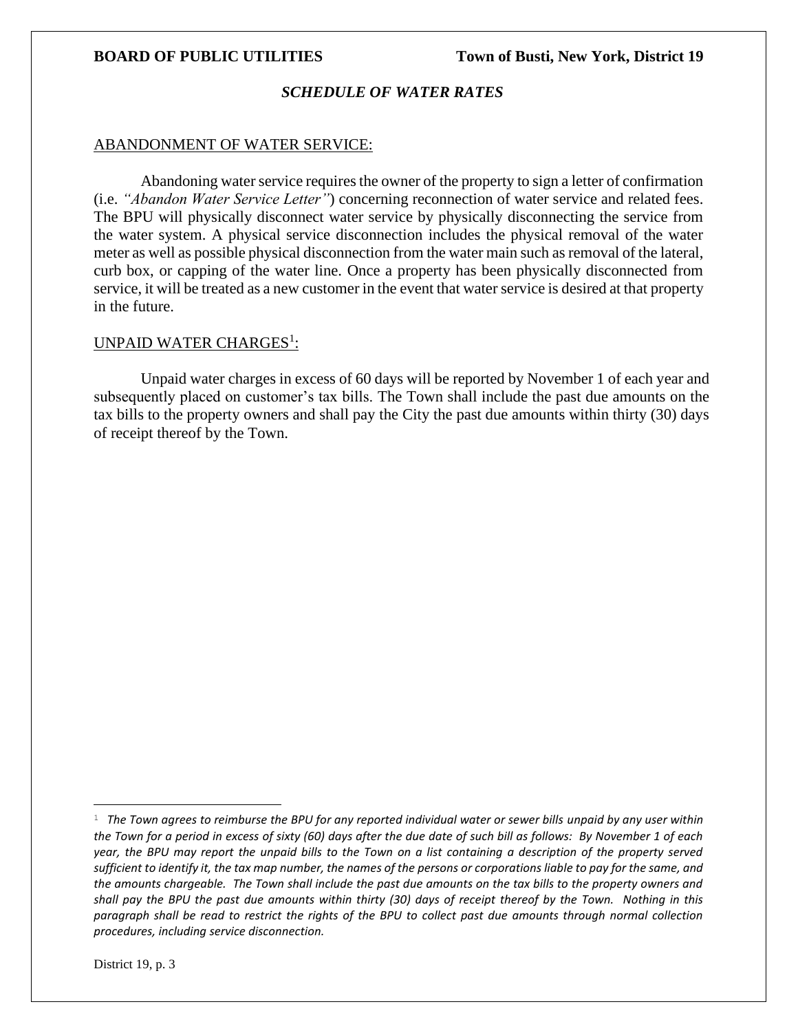## ABANDONMENT OF WATER SERVICE:

Abandoning water service requires the owner of the property to sign a letter of confirmation (i.e. *"Abandon Water Service Letter"*) concerning reconnection of water service and related fees. The BPU will physically disconnect water service by physically disconnecting the service from the water system. A physical service disconnection includes the physical removal of the water meter as well as possible physical disconnection from the water main such as removal of the lateral, curb box, or capping of the water line. Once a property has been physically disconnected from service, it will be treated as a new customer in the event that water service is desired at that property in the future.

## UNPAID WATER CHARGES[1]:

Unpaid water charges in excess of 60 days will be reported by November 1 of each year and subsequently placed on customer's tax bills. The Town shall include the past due amounts on the tax bills to the property owners and shall pay the City the past due amounts within thirty (30) days of receipt thereof by the Town.

---

[1] *The Town agrees to reimburse the BPU for any reported individual water or sewer bills unpaid by any user within the Town for a period in excess of sixty (60) days after the due date of such bill as follows: By November 1 of each year, the BPU may report the unpaid bills to the Town on a list containing a description of the property served sufficient to identify it, the tax map number, the names of the persons or corporations liable to pay for the same, and the amounts chargeable. The Town shall include the past due amounts on the tax bills to the property owners and shall pay the BPU the past due amounts within thirty (30) days of receipt thereof by the Town. Nothing in this paragraph shall be read to restrict the rights of the BPU to collect past due amounts through normal collection procedures, including service disconnection.*